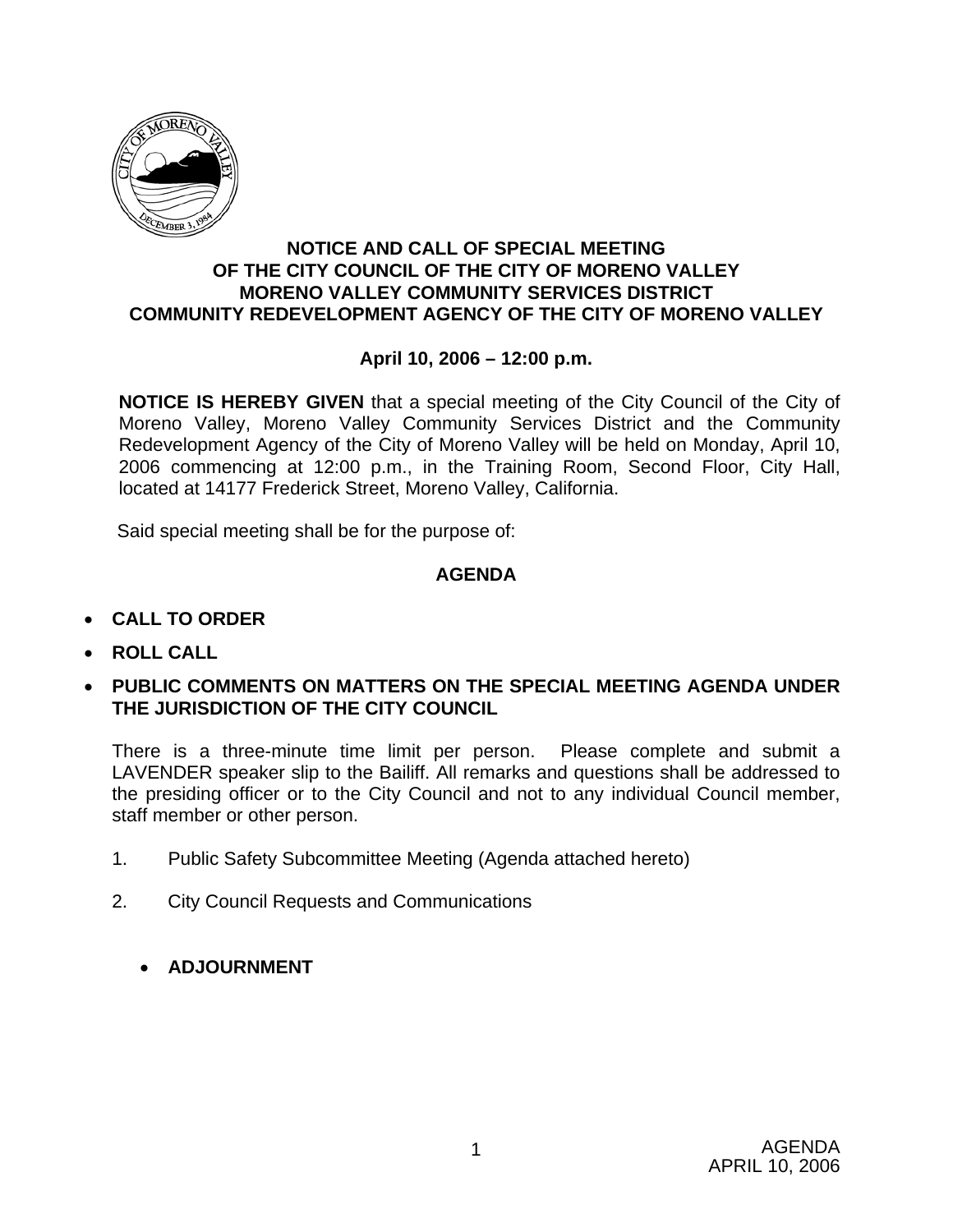# NOTICE AND CALL OF SPECIAL MEETING OF THE CITY COUNCIL OF THE CITY OF MORENO VALLEY MORENO VALLEY COMMUNITY SERVICES DISTRICT COMMUNITY REDEVELOPMENT AGENCY OF THE CITY OF MORENO VALLEY

**April 10, 2006 – 12:00 p.m.**

**NOTICE IS HEREBY GIVEN** that a special meeting of the City Council of the City of Moreno Valley, Moreno Valley Community Services District and the Community Redevelopment Agency of the City of Moreno Valley will be held on Monday, April 10, 2006 commencing at 12:00 p.m., in the Training Room, Second Floor, City Hall, located at 14177 Frederick Street, Moreno Valley, California.

Said special meeting shall be for the purpose of:

## AGENDA

- **CALL TO ORDER**
- **ROLL CALL**
- **PUBLIC COMMENTS ON MATTERS ON THE SPECIAL MEETING AGENDA UNDER THE JURISDICTION OF THE CITY COUNCIL**

There is a three-minute time limit per person. Please complete and submit a LAVENDER speaker slip to the Bailiff. All remarks and questions shall be addressed to the presiding officer or to the City Council and not to any individual Council member, staff member or other person.

1. Public Safety Subcommittee Meeting (Agenda attached hereto)

2. City Council Requests and Communications

- **ADJOURNMENT**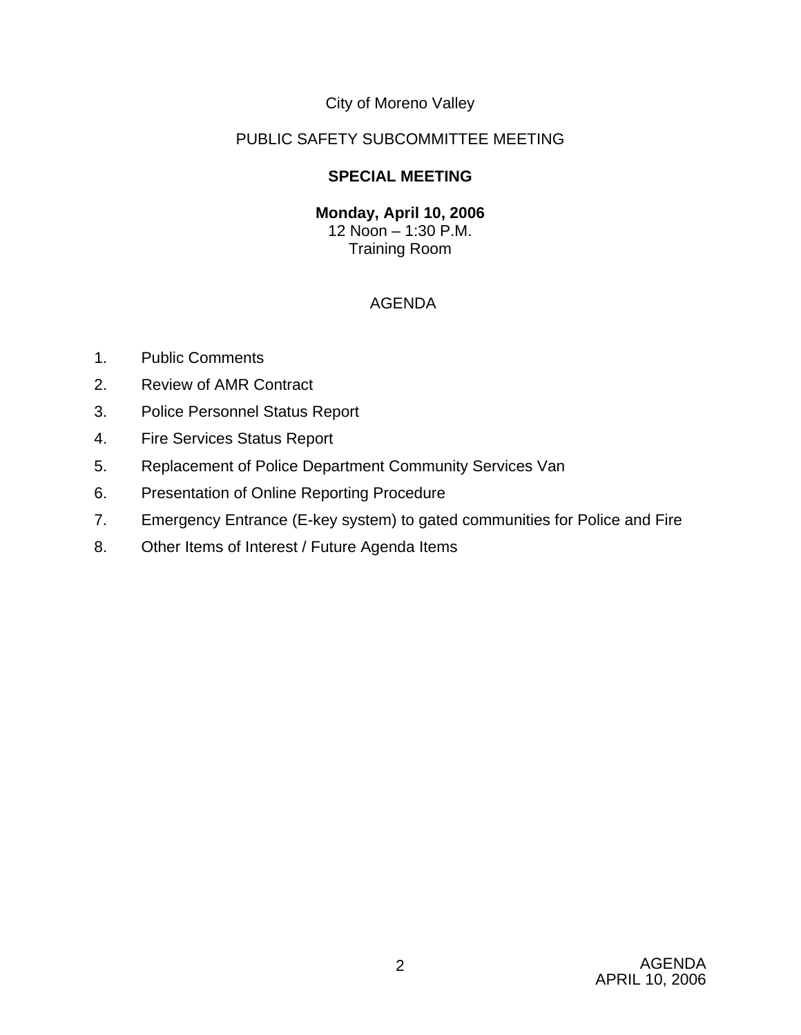City of Moreno Valley

PUBLIC SAFETY SUBCOMMITTEE MEETING

**SPECIAL MEETING**

**Monday, April 10, 2006**
12 Noon – 1:30 P.M.
Training Room

AGENDA

1. Public Comments
2. Review of AMR Contract
3. Police Personnel Status Report
4. Fire Services Status Report
5. Replacement of Police Department Community Services Van
6. Presentation of Online Reporting Procedure
7. Emergency Entrance (E-key system) to gated communities for Police and Fire
8. Other Items of Interest / Future Agenda Items